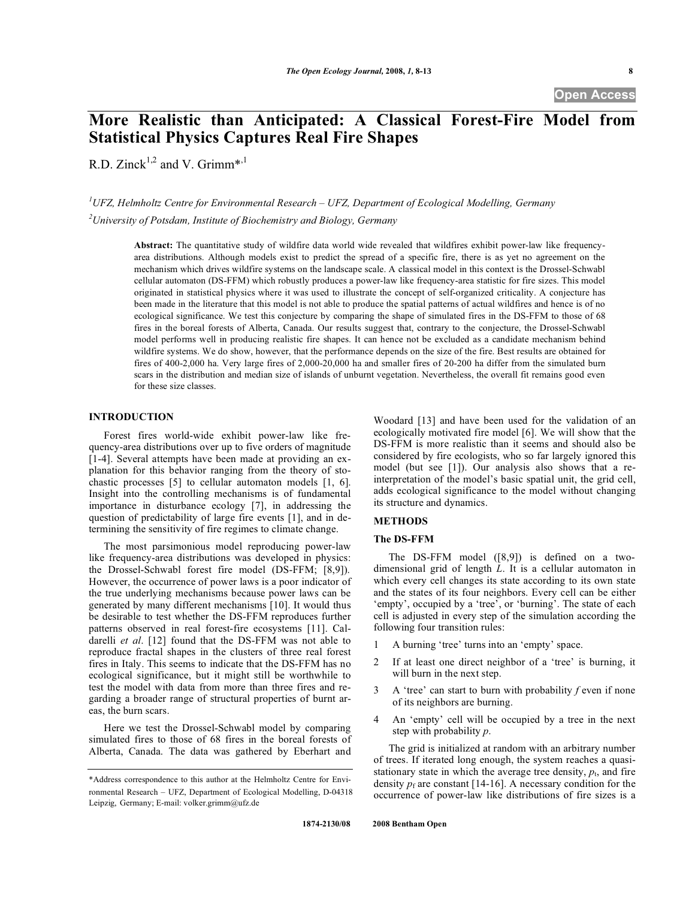Open Access

# More Realistic than Anticipated: A Classical Forest-Fire Model from Statistical Physics Captures Real Fire Shapes

R.D. Zinck[1,2] and V. Grimm*[,1]

[1]UFZ, Helmholtz Centre for Environmental Research – UFZ, Department of Ecological Modelling, Germany

[2]University of Potsdam, Institute of Biochemistry and Biology, Germany

**Abstract:** The quantitative study of wildfire data world wide revealed that wildfires exhibit power-law like frequency-area distributions. Although models exist to predict the spread of a specific fire, there is as yet no agreement on the mechanism which drives wildfire systems on the landscape scale. A classical model in this context is the Drossel-Schwabl cellular automaton (DS-FFM) which robustly produces a power-law like frequency-area statistic for fire sizes. This model originated in statistical physics where it was used to illustrate the concept of self-organized criticality. A conjecture has been made in the literature that this model is not able to produce the spatial patterns of actual wildfires and hence is of no ecological significance. We test this conjecture by comparing the shape of simulated fires in the DS-FFM to those of 68 fires in the boreal forests of Alberta, Canada. Our results suggest that, contrary to the conjecture, the Drossel-Schwabl model performs well in producing realistic fire shapes. It can hence not be excluded as a candidate mechanism behind wildfire systems. We do show, however, that the performance depends on the size of the fire. Best results are obtained for fires of 400-2,000 ha. Very large fires of 2,000-20,000 ha and smaller fires of 20-200 ha differ from the simulated burn scars in the distribution and median size of islands of unburnt vegetation. Nevertheless, the overall fit remains good even for these size classes.

## INTRODUCTION

Forest fires world-wide exhibit power-law like frequency-area distributions over up to five orders of magnitude [1-4]. Several attempts have been made at providing an explanation for this behavior ranging from the theory of stochastic processes [5] to cellular automaton models [1, 6]. Insight into the controlling mechanisms is of fundamental importance in disturbance ecology [7], in addressing the question of predictability of large fire events [1], and in determining the sensitivity of fire regimes to climate change.

The most parsimonious model reproducing power-law like frequency-area distributions was developed in physics: the Drossel-Schwabl forest fire model (DS-FFM; [8,9]). However, the occurrence of power laws is a poor indicator of the true underlying mechanisms because power laws can be generated by many different mechanisms [10]. It would thus be desirable to test whether the DS-FFM reproduces further patterns observed in real forest-fire ecosystems [11]. Caldarelli *et al*. [12] found that the DS-FFM was not able to reproduce fractal shapes in the clusters of three real forest fires in Italy. This seems to indicate that the DS-FFM has no ecological significance, but it might still be worthwhile to test the model with data from more than three fires and regarding a broader range of structural properties of burnt areas, the burn scars.

Here we test the Drossel-Schwabl model by comparing simulated fires to those of 68 fires in the boreal forests of Alberta, Canada. The data was gathered by Eberhart and Woodard [13] and have been used for the validation of an ecologically motivated fire model [6]. We will show that the DS-FFM is more realistic than it seems and should also be considered by fire ecologists, who so far largely ignored this model (but see [1]). Our analysis also shows that a re-interpretation of the model's basic spatial unit, the grid cell, adds ecological significance to the model without changing its structure and dynamics.

## METHODS

### The DS-FFM

The DS-FFM model ([8,9]) is defined on a two-dimensional grid of length $L$. It is a cellular automaton in which every cell changes its state according to its own state and the states of its four neighbors. Every cell can be either 'empty', occupied by a 'tree', or 'burning'. The state of each cell is adjusted in every step of the simulation according the following four transition rules:

1. A burning 'tree' turns into an 'empty' space.
2. If at least one direct neighbor of a 'tree' is burning, it will burn in the next step.
3. A 'tree' can start to burn with probability $f$ even if none of its neighbors are burning.
4. An 'empty' cell will be occupied by a tree in the next step with probability $p$.

The grid is initialized at random with an arbitrary number of trees. If iterated long enough, the system reaches a quasi-stationary state in which the average tree density, $p_t$, and fire density $p_f$ are constant [14-16]. A necessary condition for the occurrence of power-law like distributions of fire sizes is a

*Address correspondence to this author at the Helmholtz Centre for Environmental Research – UFZ, Department of Ecological Modelling, D-04318 Leipzig, Germany; E-mail: volker.grimm@ufz.de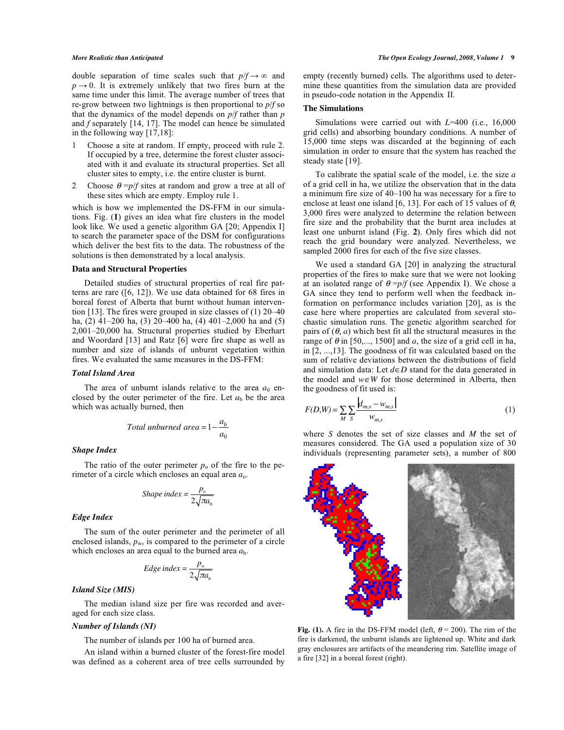double separation of time scales such that $p/f \rightarrow \infty$ and $p \rightarrow 0$. It is extremely unlikely that two fires burn at the same time under this limit. The average number of trees that re-grow between two lightnings is then proportional to $p/f$ so that the dynamics of the model depends on $p/f$ rather than $p$ and $f$ separately [14, 17]. The model can hence be simulated in the following way [17,18]:

1. Choose a site at random. If empty, proceed with rule 2. If occupied by a tree, determine the forest cluster associated with it and evaluate its structural properties. Set all cluster sites to empty, i.e. the entire cluster is burnt.
2. Choose $\theta = p/f$ sites at random and grow a tree at all of these sites which are empty. Employ rule 1.

which is how we implemented the DS-FFM in our simulations. Fig. (**1**) gives an idea what fire clusters in the model look like. We used a genetic algorithm GA [20; Appendix I] to search the parameter space of the DSM for configurations which deliver the best fits to the data. The robustness of the solutions is then demonstrated by a local analysis.

### Data and Structural Properties

Detailed studies of structural properties of real fire patterns are rare ([6, 12]). We use data obtained for 68 fires in boreal forest of Alberta that burnt without human intervention [13]. The fires were grouped in size classes of (1) 20–40 ha, (2) 41–200 ha, (3) 20–400 ha, (4) 401–2,000 ha and (5) 2,001–20,000 ha. Structural properties studied by Eberhart and Woordard [13] and Ratz [6] were fire shape as well as number and size of islands of unburnt vegetation within fires. We evaluated the same measures in the DS-FFM:

#### *Total Island Area*

The area of unburnt islands relative to the area $a_0$ enclosed by the outer perimeter of the fire. Let $a_b$ be the area which was actually burned, then

$$\textit{Total unburned area} = 1 - \frac{a_b}{a_0}$$

#### *Shape Index*

The ratio of the outer perimeter $p_o$ of the fire to the perimeter of a circle which encloses an equal area $a_o$.

$$\textit{Shape index} = \frac{p_o}{2\sqrt{\pi a_0}}$$

#### *Edge Index*

The sum of the outer perimeter and the perimeter of all enclosed islands, $p_w$, is compared to the perimeter of a circle which encloses an area equal to the burned area $a_b$.

$$\textit{Edge index} = \frac{p_w}{2\sqrt{\pi a_b}}$$

#### *Island Size (MIS)*

The median island size per fire was recorded and averaged for each size class.

#### *Number of Islands (NI)*

The number of islands per 100 ha of burned area.

An island within a burned cluster of the forest-fire model was defined as a coherent area of tree cells surrounded by empty (recently burned) cells. The algorithms used to determine these quantities from the simulation data are provided in pseudo-code notation in the Appendix II.

### The Simulations

Simulations were carried out with $L$=400 (i.e., 16,000 grid cells) and absorbing boundary conditions. A number of 15,000 time steps was discarded at the beginning of each simulation in order to ensure that the system has reached the steady state [19].

To calibrate the spatial scale of the model, i.e. the size $a$ of a grid cell in ha, we utilize the observation that in the data a minimum fire size of 40–100 ha was necessary for a fire to enclose at least one island [6, 13]. For each of 15 values of $\theta$, 3,000 fires were analyzed to determine the relation between fire size and the probability that the burnt area includes at least one unburnt island (Fig. **2**). Only fires which did not reach the grid boundary were analyzed. Nevertheless, we sampled 2000 fires for each of the five size classes.

We used a standard GA [20] in analyzing the structural properties of the fires to make sure that we were not looking at an isolated range of $\theta = p/f$ (see Appendix I). We chose a GA since they tend to perform well when the feedback information on performance includes variation [20], as is the case here where properties are calculated from several stochastic simulation runs. The genetic algorithm searched for pairs of $(\theta, a)$ which best fit all the structural measures in the range of $\theta$ in [50,..., 1500] and $a$, the size of a grid cell in ha, in [2, ...,13]. The goodness of fit was calculated based on the sum of relative deviations between the distributions of field and simulation data: Let $d \in D$ stand for the data generated in the model and $w \in W$ for those determined in Alberta, then the goodness of fit used is:

$$F(D,W) = \sum_M \sum_S \frac{\left| d_{m,s} - w_{m,s} \right|}{w_{m,s}} \qquad (1)$$

where $S$ denotes the set of size classes and $M$ the set of measures considered. The GA used a population size of 30 individuals (representing parameter sets), a number of 800

**Fig. (1).** A fire in the DS-FFM model (left, $\theta$ = 200). The rim of the fire is darkened, the unburnt islands are lightened up. White and dark gray enclosures are artifacts of the meandering rim. Satellite image of a fire [32] in a boreal forest (right).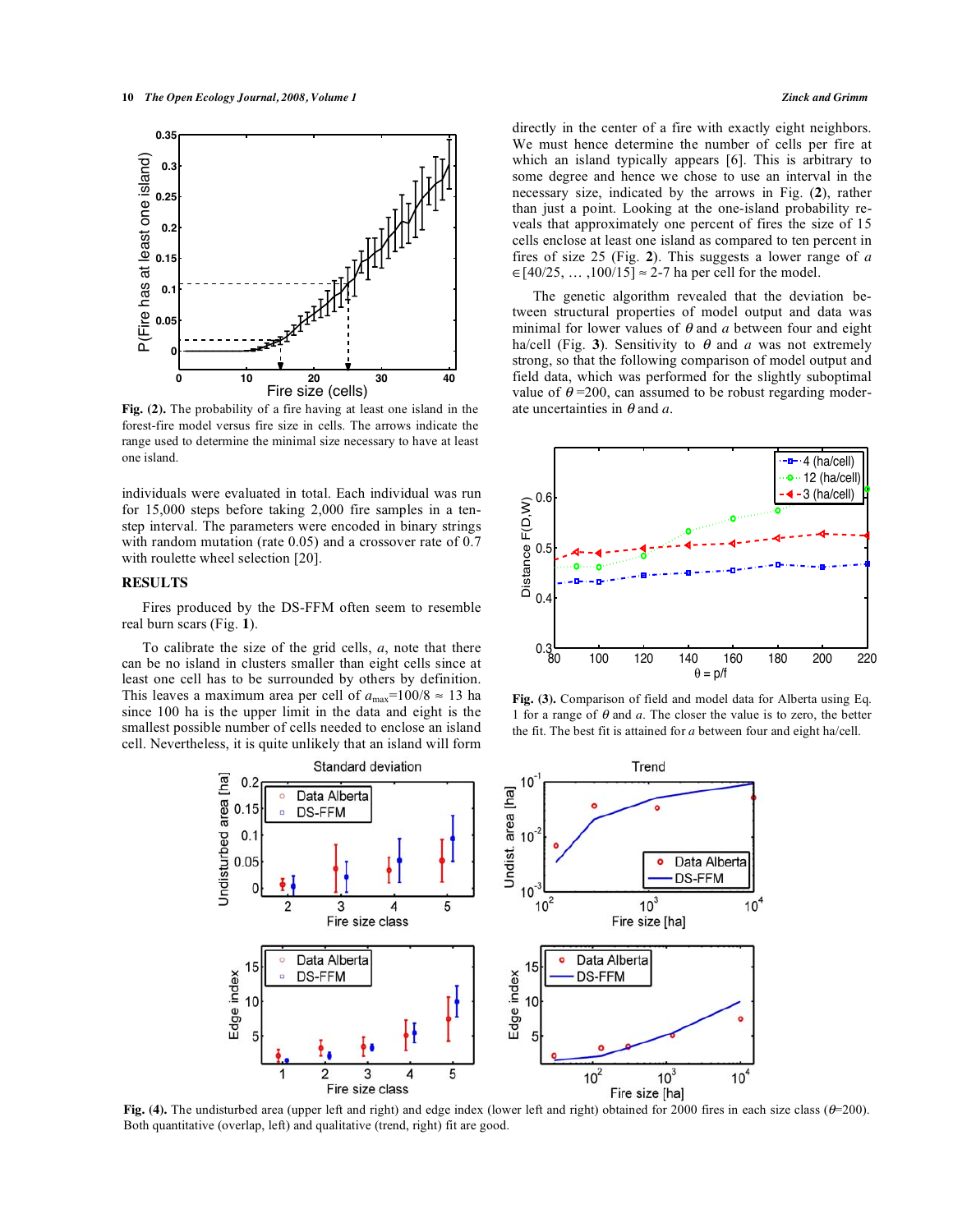**Fig. (2).** The probability of a fire having at least one island in the forest-fire model versus fire size in cells. The arrows indicate the range used to determine the minimal size necessary to have at least one island.

individuals were evaluated in total. Each individual was run for 15,000 steps before taking 2,000 fire samples in a ten-step interval. The parameters were encoded in binary strings with random mutation (rate 0.05) and a crossover rate of 0.7 with roulette wheel selection [20].

## RESULTS

Fires produced by the DS-FFM often seem to resemble real burn scars (Fig. **1**).

To calibrate the size of the grid cells, $a$, note that there can be no island in clusters smaller than eight cells since at least one cell has to be surrounded by others by definition. This leaves a maximum area per cell of $a_{max}$=100/8 ≈ 13 ha since 100 ha is the upper limit in the data and eight is the smallest possible number of cells needed to enclose an island cell. Nevertheless, it is quite unlikely that an island will form directly in the center of a fire with exactly eight neighbors. We must hence determine the number of cells per fire at which an island typically appears [6]. This is arbitrary to some degree and hence we chose to use an interval in the necessary size, indicated by the arrows in Fig. (**2**), rather than just a point. Looking at the one-island probability reveals that approximately one percent of fires the size of 15 cells enclose at least one island as compared to ten percent in fires of size 25 (Fig. **2**). This suggests a lower range of $a$ $\in$[40/25, … ,100/15] ≈ 2-7 ha per cell for the model.

The genetic algorithm revealed that the deviation between structural properties of model output and data was minimal for lower values of $\theta$ and $a$ between four and eight ha/cell (Fig. **3**). Sensitivity to $\theta$ and $a$ was not extremely strong, so that the following comparison of model output and field data, which was performed for the slightly suboptimal value of $\theta$ =200, can assumed to be robust regarding moderate uncertainties in $\theta$ and $a$.

**Fig. (3).** Comparison of field and model data for Alberta using Eq. 1 for a range of $\theta$ and $a$. The closer the value is to zero, the better the fit. The best fit is attained for $a$ between four and eight ha/cell.

**Fig. (4).** The undisturbed area (upper left and right) and edge index (lower left and right) obtained for 2000 fires in each size class ($\theta$=200). Both quantitative (overlap, left) and qualitative (trend, right) fit are good.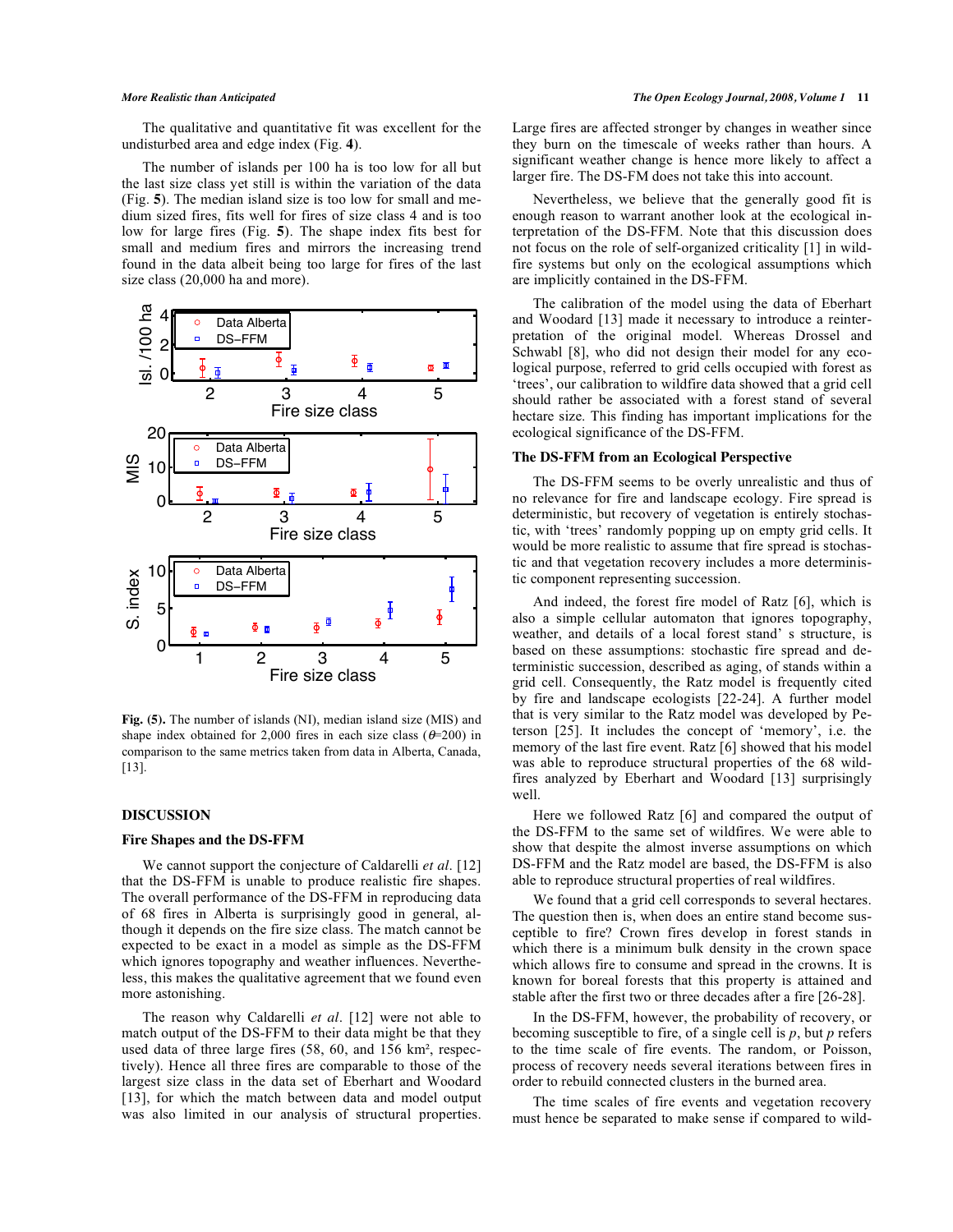The qualitative and quantitative fit was excellent for the undisturbed area and edge index (Fig. **4**).

The number of islands per 100 ha is too low for all but the last size class yet still is within the variation of the data (Fig. **5**). The median island size is too low for small and medium sized fires, fits well for fires of size class 4 and is too low for large fires (Fig. **5**). The shape index fits best for small and medium fires and mirrors the increasing trend found in the data albeit being too large for fires of the last size class (20,000 ha and more).

**Fig. (5).** The number of islands (NI), median island size (MIS) and shape index obtained for 2,000 fires in each size class ($\theta$=200) in comparison to the same metrics taken from data in Alberta, Canada, [13].

## DISCUSSION

### Fire Shapes and the DS-FFM

We cannot support the conjecture of Caldarelli *et al*. [12] that the DS-FFM is unable to produce realistic fire shapes. The overall performance of the DS-FFM in reproducing data of 68 fires in Alberta is surprisingly good in general, although it depends on the fire size class. The match cannot be expected to be exact in a model as simple as the DS-FFM which ignores topography and weather influences. Nevertheless, this makes the qualitative agreement that we found even more astonishing.

The reason why Caldarelli *et al*. [12] were not able to match output of the DS-FFM to their data might be that they used data of three large fires (58, 60, and 156 km², respectively). Hence all three fires are comparable to those of the largest size class in the data set of Eberhart and Woodard [13], for which the match between data and model output was also limited in our analysis of structural properties. Large fires are affected stronger by changes in weather since they burn on the timescale of weeks rather than hours. A significant weather change is hence more likely to affect a larger fire. The DS-FM does not take this into account.

Nevertheless, we believe that the generally good fit is enough reason to warrant another look at the ecological interpretation of the DS-FFM. Note that this discussion does not focus on the role of self-organized criticality [1] in wildfire systems but only on the ecological assumptions which are implicitly contained in the DS-FFM.

The calibration of the model using the data of Eberhart and Woodard [13] made it necessary to introduce a reinterpretation of the original model. Whereas Drossel and Schwabl [8], who did not design their model for any ecological purpose, referred to grid cells occupied with forest as 'trees', our calibration to wildfire data showed that a grid cell should rather be associated with a forest stand of several hectare size. This finding has important implications for the ecological significance of the DS-FFM.

### The DS-FFM from an Ecological Perspective

The DS-FFM seems to be overly unrealistic and thus of no relevance for fire and landscape ecology. Fire spread is deterministic, but recovery of vegetation is entirely stochastic, with 'trees' randomly popping up on empty grid cells. It would be more realistic to assume that fire spread is stochastic and that vegetation recovery includes a more deterministic component representing succession.

And indeed, the forest fire model of Ratz [6], which is also a simple cellular automaton that ignores topography, weather, and details of a local forest stand' s structure, is based on these assumptions: stochastic fire spread and deterministic succession, described as aging, of stands within a grid cell. Consequently, the Ratz model is frequently cited by fire and landscape ecologists [22-24]. A further model that is very similar to the Ratz model was developed by Peterson [25]. It includes the concept of 'memory', i.e. the memory of the last fire event. Ratz [6] showed that his model was able to reproduce structural properties of the 68 wildfires analyzed by Eberhart and Woodard [13] surprisingly well.

Here we followed Ratz [6] and compared the output of the DS-FFM to the same set of wildfires. We were able to show that despite the almost inverse assumptions on which DS-FFM and the Ratz model are based, the DS-FFM is also able to reproduce structural properties of real wildfires.

We found that a grid cell corresponds to several hectares. The question then is, when does an entire stand become susceptible to fire? Crown fires develop in forest stands in which there is a minimum bulk density in the crown space which allows fire to consume and spread in the crowns. It is known for boreal forests that this property is attained and stable after the first two or three decades after a fire [26-28].

In the DS-FFM, however, the probability of recovery, or becoming susceptible to fire, of a single cell is $p$, but $p$ refers to the time scale of fire events. The random, or Poisson, process of recovery needs several iterations between fires in order to rebuild connected clusters in the burned area.

The time scales of fire events and vegetation recovery must hence be separated to make sense if compared to wild-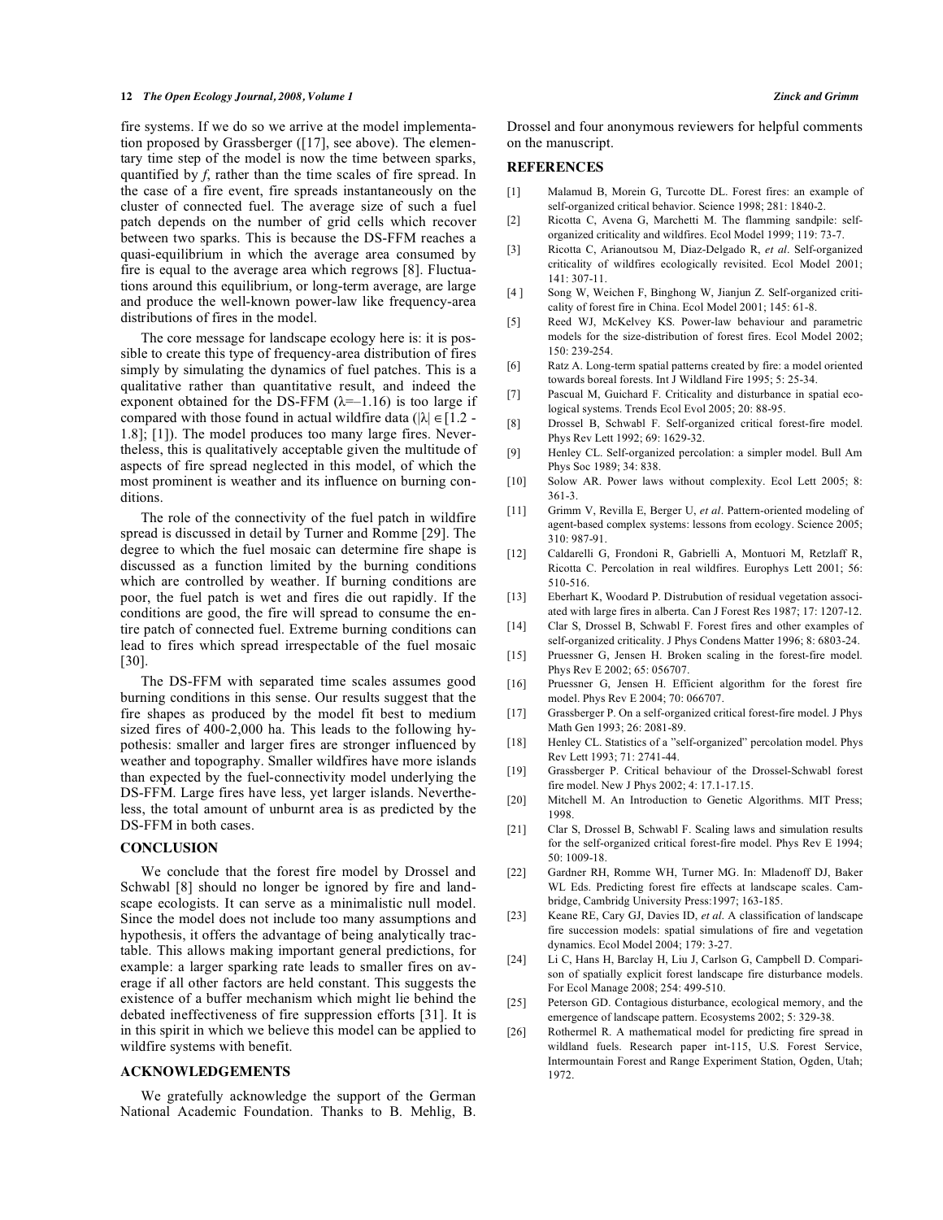fire systems. If we do so we arrive at the model implementation proposed by Grassberger ([17], see above). The elementary time step of the model is now the time between sparks, quantified by $f$, rather than the time scales of fire spread. In the case of a fire event, fire spreads instantaneous on the cluster of connected fuel. The average size of such a fuel patch depends on the number of grid cells which recover between two sparks. This is because the DS-FFM reaches a quasi-equilibrium in which the average area consumed by fire is equal to the average area which regrows [8]. Fluctuations around this equilibrium, or long-term average, are large and produce the well-known power-law like frequency-area distributions of fires in the model.

The core message for landscape ecology here is: it is possible to create this type of frequency-area distribution of fires simply by simulating the dynamics of fuel patches. This is a qualitative rather than quantitative result, and indeed the exponent obtained for the DS-FFM ($\lambda$=–1.16) is too large if compared with those found in actual wildfire data ($|\lambda| \in [1.2 - 1.8]$; [1]). The model produces too many large fires. Nevertheless, this is qualitatively acceptable given the multitude of aspects of fire spread neglected in this model, of which the most prominent is weather and its influence on burning conditions.

The role of the connectivity of the fuel patch in wildfire spread is discussed in detail by Turner and Romme [29]. The degree to which the fuel mosaic can determine fire shape is discussed as a function limited by the burning conditions which are controlled by weather. If burning conditions are poor, the fuel patch is wet and fires die out rapidly. If the conditions are good, the fire will spread to consume the entire patch of connected fuel. Extreme burning conditions can lead to fires which spread irrespectable of the fuel mosaic [30].

The DS-FFM with separated time scales assumes good burning conditions in this sense. Our results suggest that the fire shapes as produced by the model fit best to medium sized fires of 400-2,000 ha. This leads to the following hypothesis: smaller and larger fires are stronger influenced by weather and topography. Smaller wildfires have more islands than expected by the fuel-connectivity model underlying the DS-FFM. Large fires have less, yet larger islands. Nevertheless, the total amount of unburnt area is as predicted by the DS-FFM in both cases.

## CONCLUSION

We conclude that the forest fire model by Drossel and Schwabl [8] should no longer be ignored by fire and landscape ecologists. It can serve as a minimalistic null model. Since the model does not include too many assumptions and hypothesis, it offers the advantage of being analytically tractable. This allows making important general predictions, for example: a larger sparking rate leads to smaller fires on average if all other factors are held constant. This suggests the existence of a buffer mechanism which might lie behind the debated ineffectiveness of fire suppression efforts [31]. It is in this spirit in which we believe this model can be applied to wildfire systems with benefit.

## ACKNOWLEDGEMENTS

We gratefully acknowledge the support of the German National Academic Foundation. Thanks to B. Mehlig, B. Drossel and four anonymous reviewers for helpful comments on the manuscript.

## REFERENCES

[1] Malamud B, Morein G, Turcotte DL. Forest fires: an example of self-organized critical behavior. Science 1998; 281: 1840-2.

[2] Ricotta C, Avena G, Marchetti M. The flamming sandpile: self-organized criticality and wildfires. Ecol Model 1999; 119: 73-7.

[3] Ricotta C, Arianoutsou M, Diaz-Delgado R, *et al*. Self-organized criticality of wildfires ecologically revisited. Ecol Model 2001; 141: 307-11.

[4 ] Song W, Weichen F, Binghong W, Jianjun Z. Self-organized criticality of forest fire in China. Ecol Model 2001; 145: 61-8.

[5] Reed WJ, McKelvey KS. Power-law behaviour and parametric models for the size-distribution of forest fires. Ecol Model 2002; 150: 239-254.

[6] Ratz A. Long-term spatial patterns created by fire: a model oriented towards boreal forests. Int J Wildland Fire 1995; 5: 25-34.

[7] Pascual M, Guichard F. Criticality and disturbance in spatial ecological systems. Trends Ecol Evol 2005; 20: 88-95.

[8] Drossel B, Schwabl F. Self-organized critical forest-fire model. Phys Rev Lett 1992; 69: 1629-32.

[9] Henley CL. Self-organized percolation: a simpler model. Bull Am Phys Soc 1989; 34: 838.

[10] Solow AR. Power laws without complexity. Ecol Lett 2005; 8: 361-3.

[11] Grimm V, Revilla E, Berger U, *et al*. Pattern-oriented modeling of agent-based complex systems: lessons from ecology. Science 2005; 310: 987-91.

[12] Caldarelli G, Frondoni R, Gabrielli A, Montuori M, Retzlaff R, Ricotta C. Percolation in real wildfires. Europhys Lett 2001; 56: 510-516.

[13] Eberhart K, Woodard P. Distrubution of residual vegetation associated with large fires in alberta. Can J Forest Res 1987; 17: 1207-12.

[14] Clar S, Drossel B, Schwabl F. Forest fires and other examples of self-organized criticality. J Phys Condens Matter 1996; 8: 6803-24.

[15] Pruessner G, Jensen H. Broken scaling in the forest-fire model. Phys Rev E 2002; 65: 056707.

[16] Pruessner G, Jensen H. Efficient algorithm for the forest fire model. Phys Rev E 2004; 70: 066707.

[17] Grassberger P. On a self-organized critical forest-fire model. J Phys Math Gen 1993; 26: 2081-89.

[18] Henley CL. Statistics of a "self-organized" percolation model. Phys Rev Lett 1993; 71: 2741-44.

[19] Grassberger P. Critical behaviour of the Drossel-Schwabl forest fire model. New J Phys 2002; 4: 17.1-17.15.

[20] Mitchell M. An Introduction to Genetic Algorithms. MIT Press; 1998.

[21] Clar S, Drossel B, Schwabl F. Scaling laws and simulation results for the self-organized critical forest-fire model. Phys Rev E 1994; 50: 1009-18.

[22] Gardner RH, Romme WH, Turner MG. In: Mladenoff DJ, Baker WL Eds. Predicting forest fire effects at landscape scales. Cambridge, Cambridg University Press:1997; 163-185.

[23] Keane RE, Cary GJ, Davies ID, *et al*. A classification of landscape fire succession models: spatial simulations of fire and vegetation dynamics. Ecol Model 2004; 179: 3-27.

[24] Li C, Hans H, Barclay H, Liu J, Carlson G, Campbell D. Comparison of spatially explicit forest landscape fire disturbance models. For Ecol Manage 2008; 254: 499-510.

[25] Peterson GD. Contagious disturbance, ecological memory, and the emergence of landscape pattern. Ecosystems 2002; 5: 329-38.

[26] Rothermel R. A mathematical model for predicting fire spread in wildland fuels. Research paper int-115, U.S. Forest Service, Intermountain Forest and Range Experiment Station, Ogden, Utah; 1972.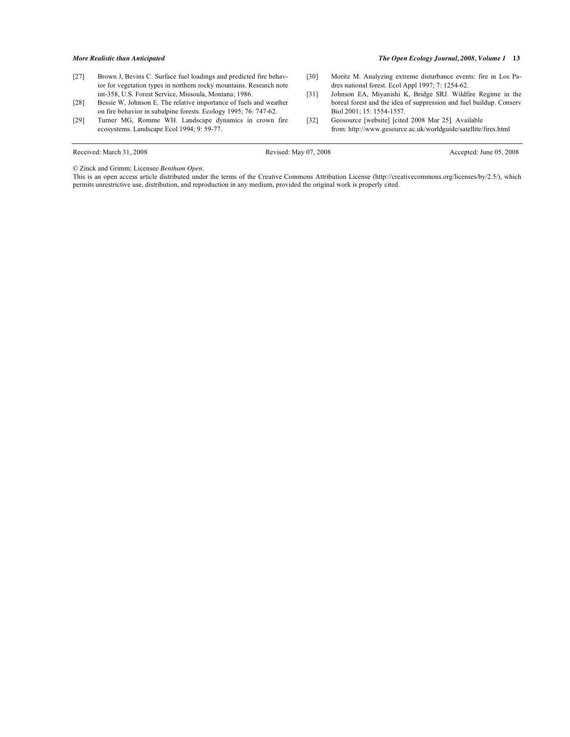[27] Brown J, Bevins C. Surface fuel loadings and predicted fire behavior for vegetation types in northern rocky mountains. Research note int-358, U.S. Forest Service, Missoula, Montana; 1986.

[28] Bessie W, Johnson E. The relative importance of fuels and weather on fire behavior in subalpine forests. Ecology 1995; 76: 747-62.

[29] Turner MG, Romme WH. Landscape dynamics in crown fire ecosystems. Landscape Ecol 1994; 9: 59-77.

[30] Moritz M. Analyzing extreme disturbance events: fire in Los Padres national forest. Ecol Appl 1997; 7: 1254-62.

[31] Johnson EA, Miyanishi K, Bridge SRJ. Wildfire Regime in the boreal forest and the idea of suppression and fuel buildup. Conserv Biol 2001; 15: 1554-1557.

[32] Geosource [website] [cited 2008 Mar 25]. Available from: http://www.gesource.ac.uk/worldguide/satellite/fires.html

Received: March 31, 2008 Revised: May 07, 2008 Accepted: June 05, 2008

© Zinck and Grimm; Licensee *Bentham Open*.

This is an open access article distributed under the terms of the Creative Commons Attribution License (http://creativecommons.org/licenses/by/2.5/), which permits unrestrictive use, distribution, and reproduction in any medium, provided the original work is properly cited.